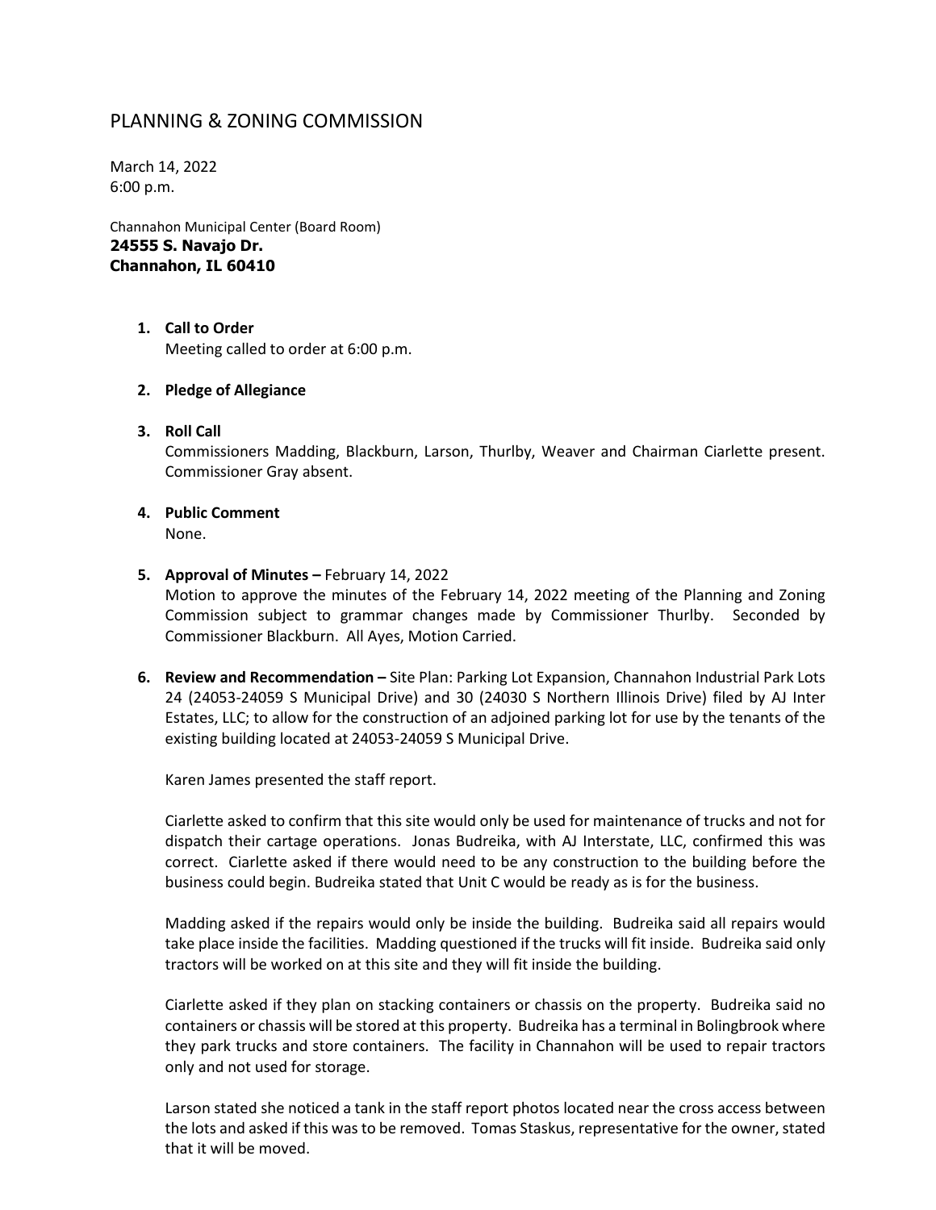# PLANNING & ZONING COMMISSION

March 14, 2022
6:00 p.m.

Channahon Municipal Center (Board Room)
**24555 S. Navajo Dr.**
**Channahon, IL 60410**

1. **Call to Order**
   Meeting called to order at 6:00 p.m.

2. **Pledge of Allegiance**

3. **Roll Call**
   Commissioners Madding, Blackburn, Larson, Thurlby, Weaver and Chairman Ciarlette present. Commissioner Gray absent.

4. **Public Comment**
   None.

5. **Approval of Minutes –** February 14, 2022
   Motion to approve the minutes of the February 14, 2022 meeting of the Planning and Zoning Commission subject to grammar changes made by Commissioner Thurlby. Seconded by Commissioner Blackburn. All Ayes, Motion Carried.

6. **Review and Recommendation –** Site Plan: Parking Lot Expansion, Channahon Industrial Park Lots 24 (24053-24059 S Municipal Drive) and 30 (24030 S Northern Illinois Drive) filed by AJ Inter Estates, LLC; to allow for the construction of an adjoined parking lot for use by the tenants of the existing building located at 24053-24059 S Municipal Drive.

   Karen James presented the staff report.

   Ciarlette asked to confirm that this site would only be used for maintenance of trucks and not for dispatch their cartage operations. Jonas Budreika, with AJ Interstate, LLC, confirmed this was correct. Ciarlette asked if there would need to be any construction to the building before the business could begin. Budreika stated that Unit C would be ready as is for the business.

   Madding asked if the repairs would only be inside the building. Budreika said all repairs would take place inside the facilities. Madding questioned if the trucks will fit inside. Budreika said only tractors will be worked on at this site and they will fit inside the building.

   Ciarlette asked if they plan on stacking containers or chassis on the property. Budreika said no containers or chassis will be stored at this property. Budreika has a terminal in Bolingbrook where they park trucks and store containers. The facility in Channahon will be used to repair tractors only and not used for storage.

   Larson stated she noticed a tank in the staff report photos located near the cross access between the lots and asked if this was to be removed. Tomas Staskus, representative for the owner, stated that it will be moved.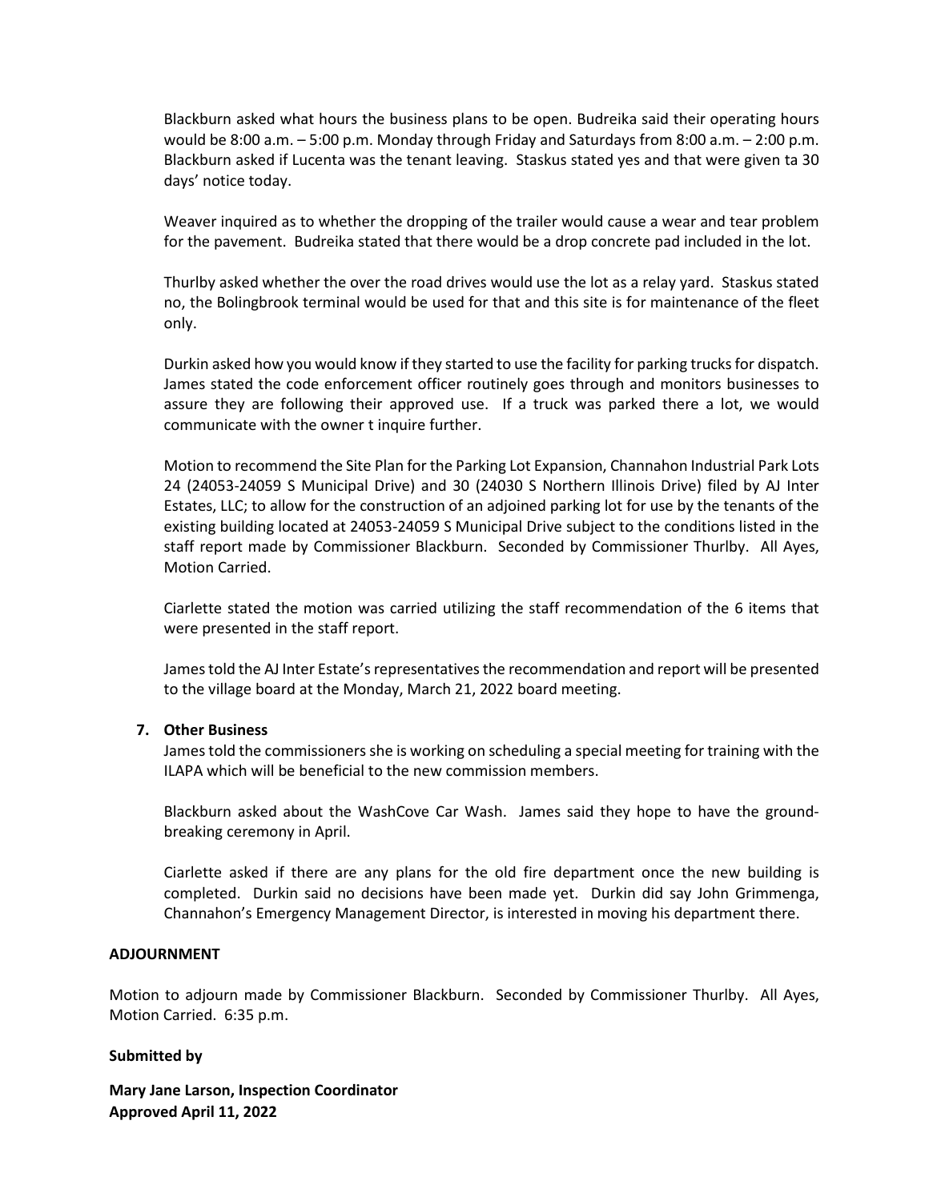Blackburn asked what hours the business plans to be open. Budreika said their operating hours would be 8:00 a.m. – 5:00 p.m. Monday through Friday and Saturdays from 8:00 a.m. – 2:00 p.m. Blackburn asked if Lucenta was the tenant leaving. Staskus stated yes and that were given ta 30 days' notice today.

Weaver inquired as to whether the dropping of the trailer would cause a wear and tear problem for the pavement. Budreika stated that there would be a drop concrete pad included in the lot.

Thurlby asked whether the over the road drives would use the lot as a relay yard. Staskus stated no, the Bolingbrook terminal would be used for that and this site is for maintenance of the fleet only.

Durkin asked how you would know if they started to use the facility for parking trucks for dispatch. James stated the code enforcement officer routinely goes through and monitors businesses to assure they are following their approved use. If a truck was parked there a lot, we would communicate with the owner t inquire further.

Motion to recommend the Site Plan for the Parking Lot Expansion, Channahon Industrial Park Lots 24 (24053-24059 S Municipal Drive) and 30 (24030 S Northern Illinois Drive) filed by AJ Inter Estates, LLC; to allow for the construction of an adjoined parking lot for use by the tenants of the existing building located at 24053-24059 S Municipal Drive subject to the conditions listed in the staff report made by Commissioner Blackburn. Seconded by Commissioner Thurlby. All Ayes, Motion Carried.

Ciarlette stated the motion was carried utilizing the staff recommendation of the 6 items that were presented in the staff report.

James told the AJ Inter Estate's representatives the recommendation and report will be presented to the village board at the Monday, March 21, 2022 board meeting.

**7. Other Business**

James told the commissioners she is working on scheduling a special meeting for training with the ILAPA which will be beneficial to the new commission members.

Blackburn asked about the WashCove Car Wash. James said they hope to have the groundbreaking ceremony in April.

Ciarlette asked if there are any plans for the old fire department once the new building is completed. Durkin said no decisions have been made yet. Durkin did say John Grimmenga, Channahon's Emergency Management Director, is interested in moving his department there.

**ADJOURNMENT**

Motion to adjourn made by Commissioner Blackburn. Seconded by Commissioner Thurlby. All Ayes, Motion Carried. 6:35 p.m.

**Submitted by**

**Mary Jane Larson, Inspection Coordinator**
**Approved April 11, 2022**